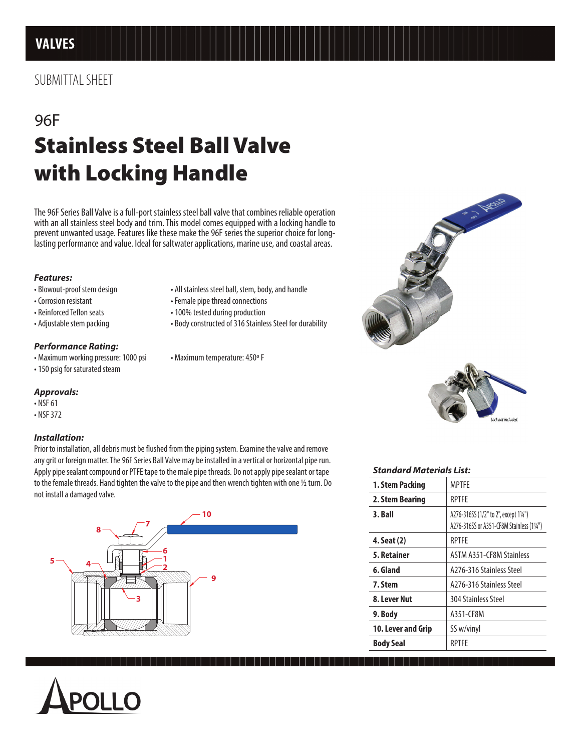# VALVES

SUBMITTAL SHEET

## 96F

# Stainless Steel Ball Valve with Locking Handle

The 96F Series Ball Valve is a full-port stainless steel ball valve that combines reliable operation with an all stainless steel body and trim. This model comes equipped with a locking handle to prevent unwanted usage. Features like these make the 96F series the superior choice for long-lasting performance and value. Ideal for saltwater applications, marine use, and coastal areas.

### *Features:*

- Blowout-proof stem design
- Corrosion resistant
- Reinforced Teflon seats
- Adjustable stem packing
- All stainless steel ball, stem, body, and handle
- Female pipe thread connections
- 100% tested during production
- Body constructed of 316 Stainless Steel for durability

### *Performance Rating:*

- Maximum working pressure: 1000 psi
- 150 psig for saturated steam
- Maximum temperature: 450º F

### *Approvals:*

- NSF 61
- NSF 372

### *Installation:*

Prior to installation, all debris must be flushed from the piping system. Examine the valve and remove any grit or foreign matter. The 96F Series Ball Valve may be installed in a vertical or horizontal pipe run. Apply pipe sealant compound or PTFE tape to the male pipe threads. Do not apply pipe sealant or tape to the female threads. Hand tighten the valve to the pipe and then wrench tighten with one ½ turn. Do not install a damaged valve.

*Lock not included.*

### *Standard Materials List:*

| Part | Material |
|---|---|
| **1. Stem Packing** | MPTFE |
| **2. Stem Bearing** | RPTFE |
| **3. Ball** | A276-316SS (1/2" to 2", except 1¼") A276-316SS or A351-CF8M Stainless (1¼") |
| **4. Seat (2)** | RPTFE |
| **5. Retainer** | ASTM A351-CF8M Stainless |
| **6. Gland** | A276-316 Stainless Steel |
| **7. Stem** | A276-316 Stainless Steel |
| **8. Lever Nut** | 304 Stainless Steel |
| **9. Body** | A351-CF8M |
| **10. Lever and Grip** | SS w/vinyl |
| **Body Seal** | RPTFE |

APOLLO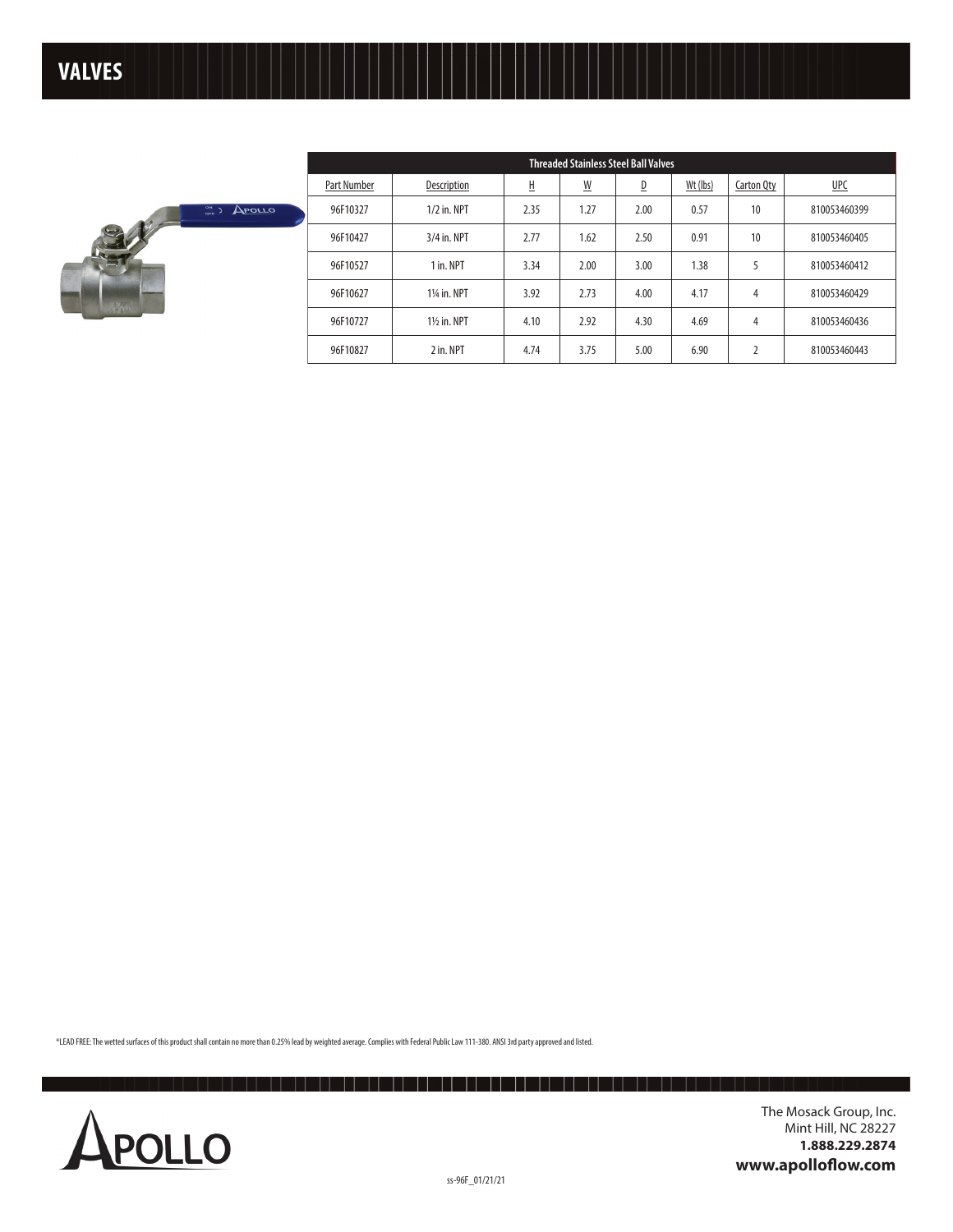# VALVES

| Threaded Stainless Steel Ball Valves | | | | | | | |
|---|---|---|---|---|---|---|---|
| Part Number | Description | H | W | D | Wt (lbs) | Carton Qty | UPC |
| 96F10327 | 1/2 in. NPT | 2.35 | 1.27 | 2.00 | 0.57 | 10 | 810053460399 |
| 96F10427 | 3/4 in. NPT | 2.77 | 1.62 | 2.50 | 0.91 | 10 | 810053460405 |
| 96F10527 | 1 in. NPT | 3.34 | 2.00 | 3.00 | 1.38 | 5 | 810053460412 |
| 96F10627 | 1¼ in. NPT | 3.92 | 2.73 | 4.00 | 4.17 | 4 | 810053460429 |
| 96F10727 | 1½ in. NPT | 4.10 | 2.92 | 4.30 | 4.69 | 4 | 810053460436 |
| 96F10827 | 2 in. NPT | 4.74 | 3.75 | 5.00 | 6.90 | 2 | 810053460443 |

*LEAD FREE: The wetted surfaces of this product shall contain no more than 0.25% lead by weighted average. Complies with Federal Public Law 111-380. ANSI 3rd party approved and listed.

APOLLO

The Mosack Group, Inc.
Mint Hill, NC 28227
**1.888.229.2874**
**www.apolloflow.com**

ss-96F_01/21/21